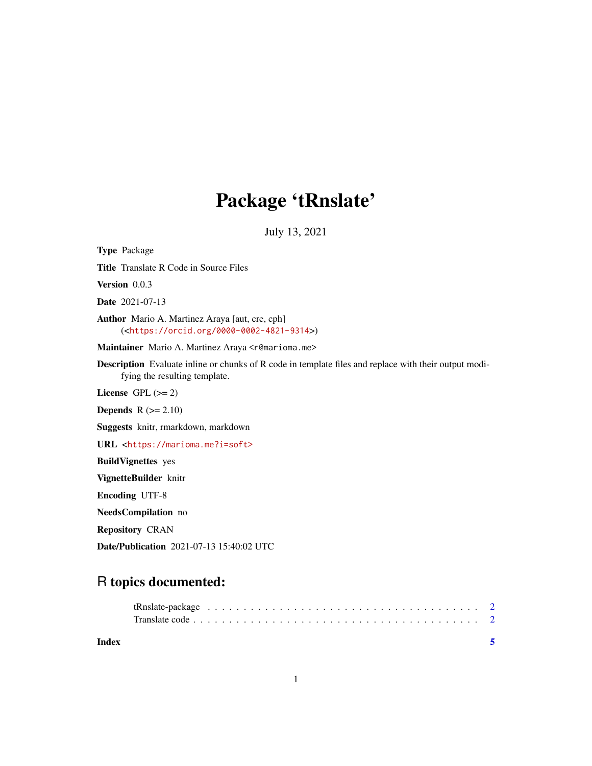# Package 'tRnslate'

July 13, 2021

**Type** Package

**Title** Translate R Code in Source Files

**Version** 0.0.3

**Date** 2021-07-13

**Author** Mario A. Martinez Araya [aut, cre, cph] (<https://orcid.org/0000-0002-4821-9314>)

**Maintainer** Mario A. Martinez Araya <r@marioma.me>

**Description** Evaluate inline or chunks of R code in template files and replace with their output modifying the resulting template.

**License** GPL (>= 2)

**Depends** R (>= 2.10)

**Suggests** knitr, rmarkdown, markdown

**URL** <https://marioma.me?i=soft>

**BuildVignettes** yes

**VignetteBuilder** knitr

**Encoding** UTF-8

**NeedsCompilation** no

**Repository** CRAN

**Date/Publication** 2021-07-13 15:40:02 UTC

## R topics documented:

tRnslate-package . . . . . . . . . . . . . . . . . . . . . . . . . . . . . . . . . . . . . . 2
Translate code . . . . . . . . . . . . . . . . . . . . . . . . . . . . . . . . . . . . . . . . 2

**Index** 5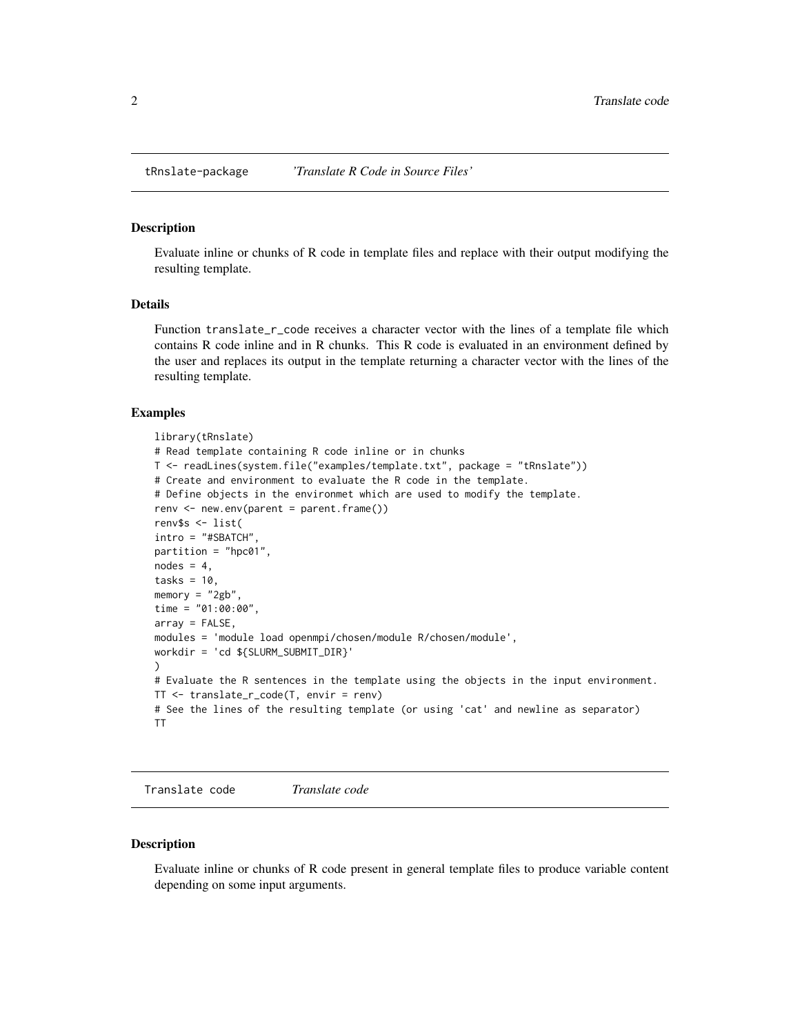## tRnslate-package    *'Translate R Code in Source Files'*

### Description

Evaluate inline or chunks of R code in template files and replace with their output modifying the resulting template.

### Details

Function `translate_r_code` receives a character vector with the lines of a template file which contains R code inline and in R chunks. This R code is evaluated in an environment defined by the user and replaces its output in the template returning a character vector with the lines of the resulting template.

### Examples

```
library(tRnslate)
# Read template containing R code inline or in chunks
T <- readLines(system.file("examples/template.txt", package = "tRnslate"))
# Create and environment to evaluate the R code in the template.
# Define objects in the environmet which are used to modify the template.
renv <- new.env(parent = parent.frame())
renv$s <- list(
intro = "#SBATCH",
partition = "hpc01",
nodes = 4,
tasks = 10,
memory = "2gb",
time = "01:00:00",
array = FALSE,
modules = 'module load openmpi/chosen/module R/chosen/module',
workdir = 'cd ${SLURM_SUBMIT_DIR}'
)
# Evaluate the R sentences in the template using the objects in the input environment.
TT <- translate_r_code(T, envir = renv)
# See the lines of the resulting template (or using 'cat' and newline as separator)
TT
```

## Translate code    *Translate code*

### Description

Evaluate inline or chunks of R code present in general template files to produce variable content depending on some input arguments.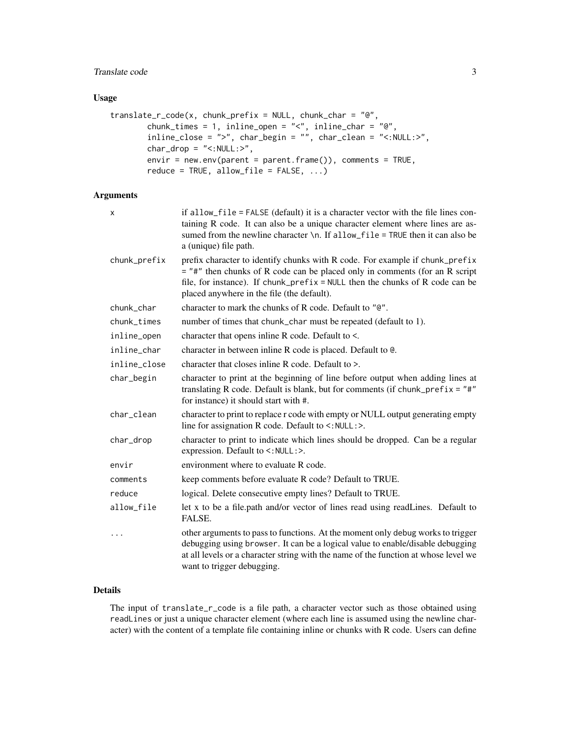### Usage

```
translate_r_code(x, chunk_prefix = NULL, chunk_char = "@",
        chunk_times = 1, inline_open = "<", inline_char = "@",
        inline_close = ">", char_begin = "", char_clean = "<:NULL:>",
        char_drop = "<:NULL:>",
        envir = new.env(parent = parent.frame()), comments = TRUE,
        reduce = TRUE, allow_file = FALSE, ...)
```

### Arguments

| | |
|---|---|
| x | if `allow_file = FALSE` (default) it is a character vector with the file lines containing R code. It can also be a unique character element where lines are assumed from the newline character `\n`. If `allow_file = TRUE` then it can also be a (unique) file path. |
| chunk_prefix | prefix character to identify chunks with R code. For example if `chunk_prefix = "#"` then chunks of R code can be placed only in comments (for an R script file, for instance). If `chunk_prefix = NULL` then the chunks of R code can be placed anywhere in the file (the default). |
| chunk_char | character to mark the chunks of R code. Default to `"@"`. |
| chunk_times | number of times that `chunk_char` must be repeated (default to 1). |
| inline_open | character that opens inline R code. Default to `<`. |
| inline_char | character in between inline R code is placed. Default to `@`. |
| inline_close | character that closes inline R code. Default to `>`. |
| char_begin | character to print at the beginning of line before output when adding lines at translating R code. Default is blank, but for comments (if `chunk_prefix = "#"` for instance) it should start with `#`. |
| char_clean | character to print to replace r code with empty or NULL output generating empty line for assignation R code. Default to `<:NULL:>`. |
| char_drop | character to print to indicate which lines should be dropped. Can be a regular expression. Default to `<:NULL:>`. |
| envir | environment where to evaluate R code. |
| comments | keep comments before evaluate R code? Default to TRUE. |
| reduce | logical. Delete consecutive empty lines? Default to TRUE. |
| allow_file | let x to be a file.path and/or vector of lines read using readLines. Default to FALSE. |
| ... | other arguments to pass to functions. At the moment only debug works to trigger debugging using `browser`. It can be a logical value to enable/disable debugging at all levels or a character string with the name of the function at whose level we want to trigger debugging. |

### Details

The input of `translate_r_code` is a file path, a character vector such as those obtained using `readLines` or just a unique character element (where each line is assumed using the newline character) with the content of a template file containing inline or chunks with R code. Users can define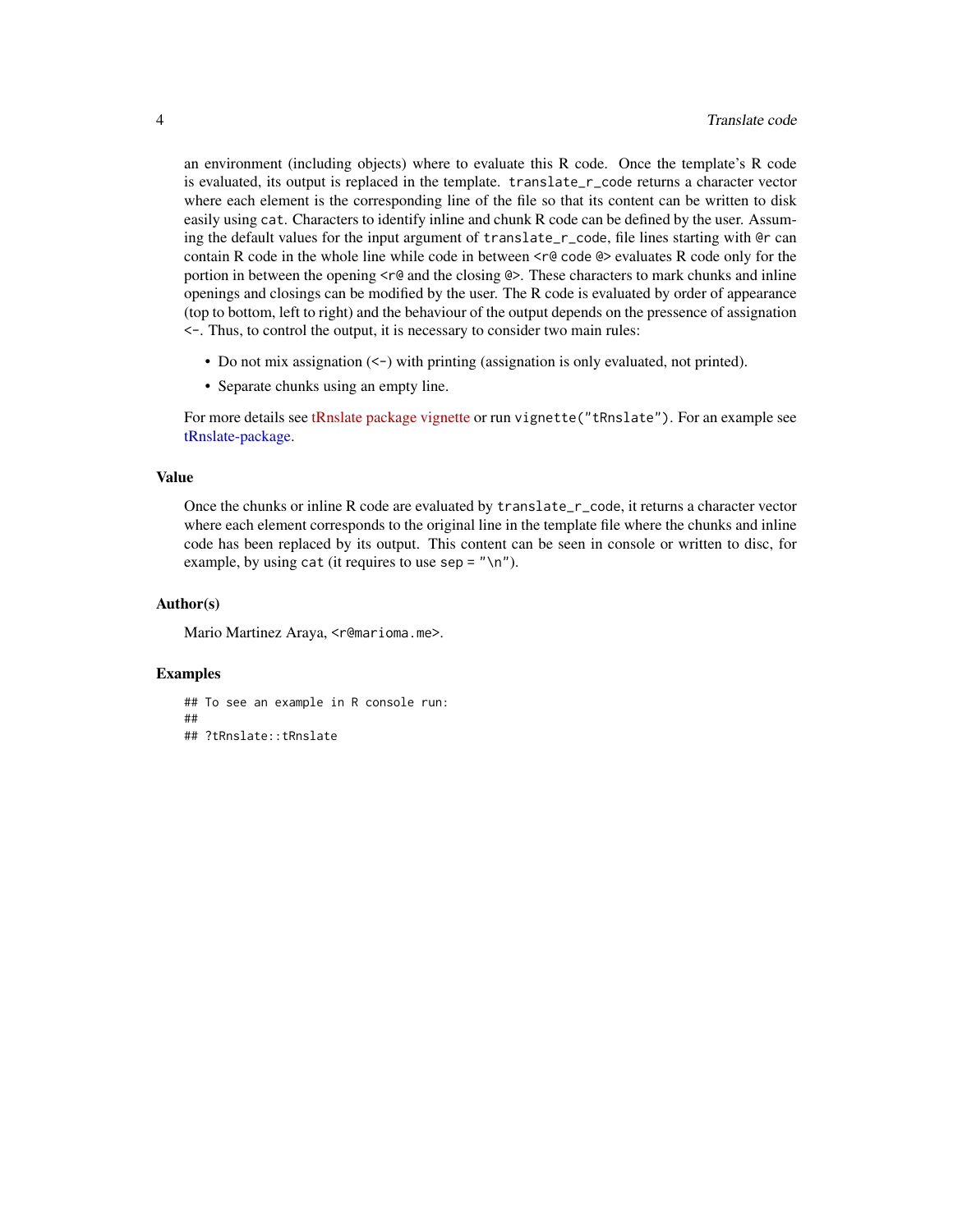an environment (including objects) where to evaluate this R code. Once the template's R code is evaluated, its output is replaced in the template. `translate_r_code` returns a character vector where each element is the corresponding line of the file so that its content can be written to disk easily using `cat`. Characters to identify inline and chunk R code can be defined by the user. Assuming the default values for the input argument of `translate_r_code`, file lines starting with `@r` can contain R code in the whole line while code in between `<r@ code @>` evaluates R code only for the portion in between the opening `<r@` and the closing `@>`. These characters to mark chunks and inline openings and closings can be modified by the user. The R code is evaluated by order of appearance (top to bottom, left to right) and the behaviour of the output depends on the pressence of assignation `<-`. Thus, to control the output, it is necessary to consider two main rules:

- Do not mix assignation (`<-`) with printing (assignation is only evaluated, not printed).
- Separate chunks using an empty line.

For more details see tRnslate package vignette or run `vignette("tRnslate")`. For an example see tRnslate-package.

## Value

Once the chunks or inline R code are evaluated by `translate_r_code`, it returns a character vector where each element corresponds to the original line in the template file where the chunks and inline code has been replaced by its output. This content can be seen in console or written to disc, for example, by using `cat` (it requires to use `sep = "\n"`).

## Author(s)

Mario Martinez Araya, `<r@marioma.me>`.

## Examples

```
## To see an example in R console run:
##
## ?tRnslate::tRnslate
```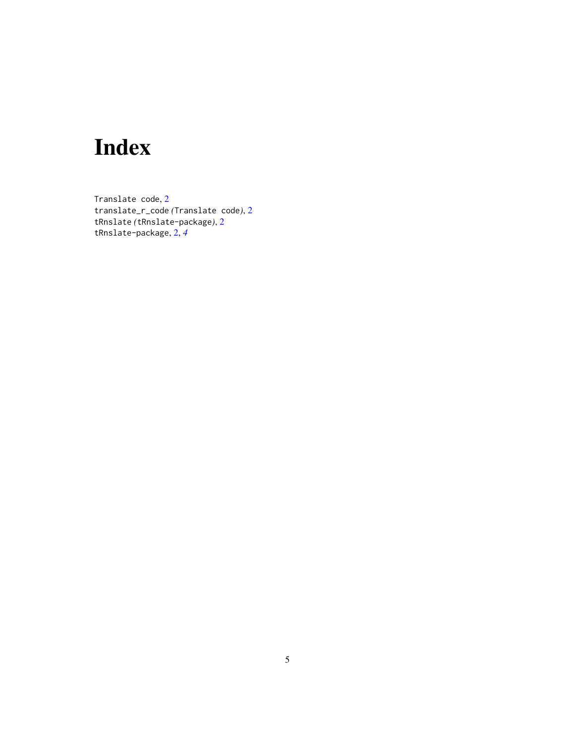# Index

Translate code, 2
translate_r_code (Translate code), 2
tRnslate (tRnslate-package), 2
tRnslate-package, 2, *4*